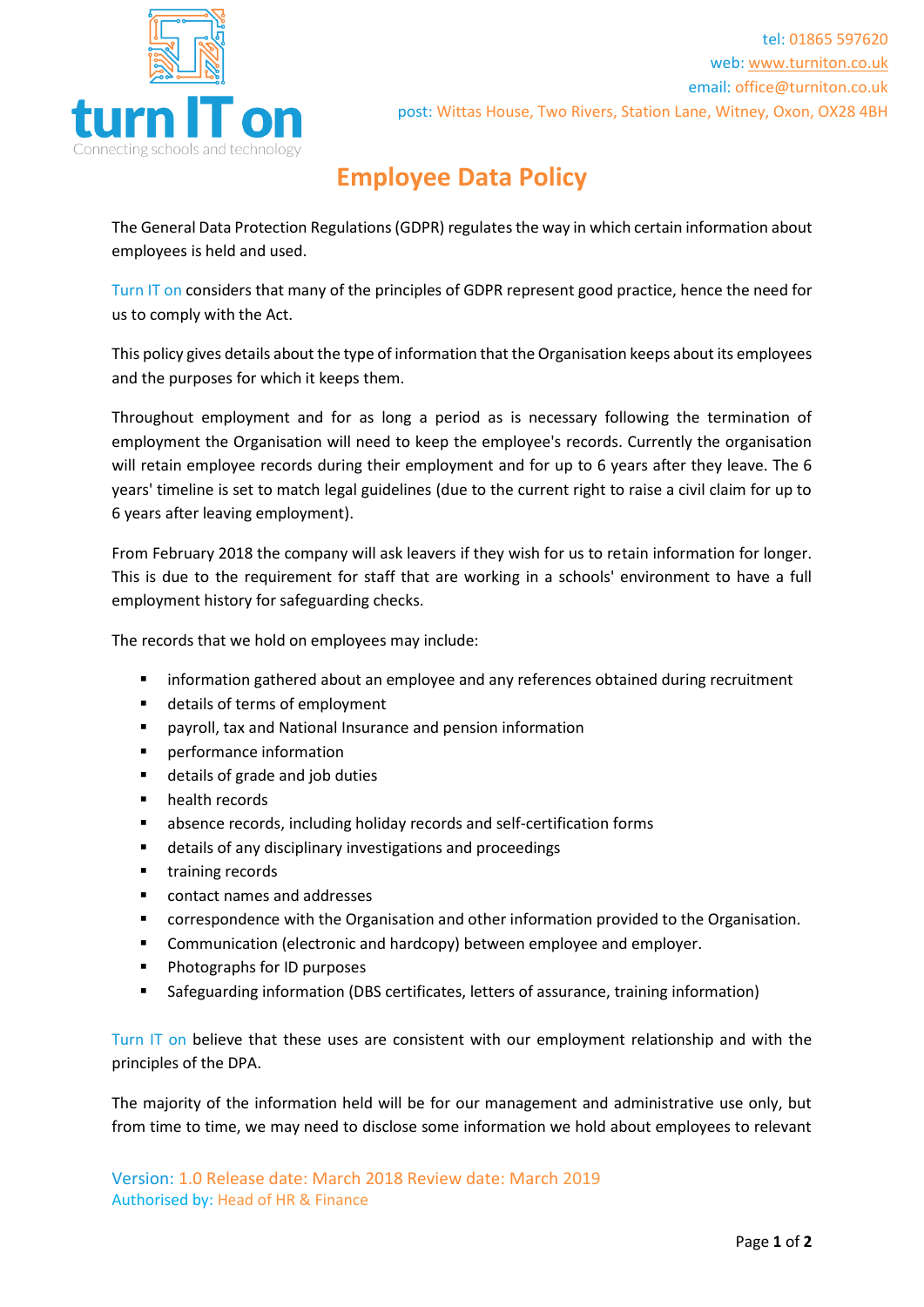turn IT on
Connecting schools and technology

tel: 01865 597620
web: www.turniton.co.uk
email: office@turniton.co.uk
post: Wittas House, Two Rivers, Station Lane, Witney, Oxon, OX28 4BH

# Employee Data Policy

The General Data Protection Regulations (GDPR) regulates the way in which certain information about employees is held and used.

Turn IT on considers that many of the principles of GDPR represent good practice, hence the need for us to comply with the Act.

This policy gives details about the type of information that the Organisation keeps about its employees and the purposes for which it keeps them.

Throughout employment and for as long a period as is necessary following the termination of employment the Organisation will need to keep the employee's records. Currently the organisation will retain employee records during their employment and for up to 6 years after they leave. The 6 years' timeline is set to match legal guidelines (due to the current right to raise a civil claim for up to 6 years after leaving employment).

From February 2018 the company will ask leavers if they wish for us to retain information for longer. This is due to the requirement for staff that are working in a schools' environment to have a full employment history for safeguarding checks.

The records that we hold on employees may include:

- information gathered about an employee and any references obtained during recruitment
- details of terms of employment
- payroll, tax and National Insurance and pension information
- performance information
- details of grade and job duties
- health records
- absence records, including holiday records and self-certification forms
- details of any disciplinary investigations and proceedings
- training records
- contact names and addresses
- correspondence with the Organisation and other information provided to the Organisation.
- Communication (electronic and hardcopy) between employee and employer.
- Photographs for ID purposes
- Safeguarding information (DBS certificates, letters of assurance, training information)

Turn IT on believe that these uses are consistent with our employment relationship and with the principles of the DPA.

The majority of the information held will be for our management and administrative use only, but from time to time, we may need to disclose some information we hold about employees to relevant

Version: 1.0 Release date: March 2018 Review date: March 2019
Authorised by: Head of HR & Finance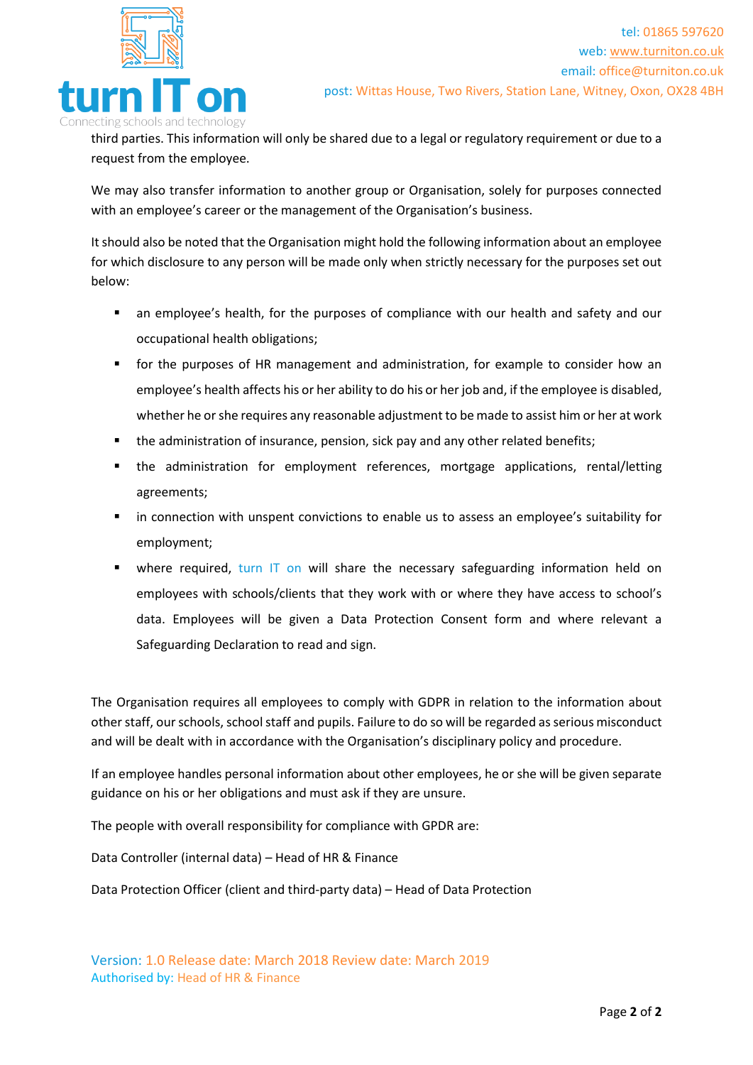third parties. This information will only be shared due to a legal or regulatory requirement or due to a request from the employee.

We may also transfer information to another group or Organisation, solely for purposes connected with an employee's career or the management of the Organisation's business.

It should also be noted that the Organisation might hold the following information about an employee for which disclosure to any person will be made only when strictly necessary for the purposes set out below:

- an employee's health, for the purposes of compliance with our health and safety and our occupational health obligations;
- for the purposes of HR management and administration, for example to consider how an employee's health affects his or her ability to do his or her job and, if the employee is disabled, whether he or she requires any reasonable adjustment to be made to assist him or her at work
- the administration of insurance, pension, sick pay and any other related benefits;
- the administration for employment references, mortgage applications, rental/letting agreements;
- in connection with unspent convictions to enable us to assess an employee's suitability for employment;
- where required, turn IT on will share the necessary safeguarding information held on employees with schools/clients that they work with or where they have access to school's data. Employees will be given a Data Protection Consent form and where relevant a Safeguarding Declaration to read and sign.

The Organisation requires all employees to comply with GDPR in relation to the information about other staff, our schools, school staff and pupils. Failure to do so will be regarded as serious misconduct and will be dealt with in accordance with the Organisation's disciplinary policy and procedure.

If an employee handles personal information about other employees, he or she will be given separate guidance on his or her obligations and must ask if they are unsure.

The people with overall responsibility for compliance with GPDR are:

Data Controller (internal data) – Head of HR & Finance

Data Protection Officer (client and third-party data) – Head of Data Protection

Version: 1.0 Release date: March 2018 Review date: March 2019
Authorised by: Head of HR & Finance